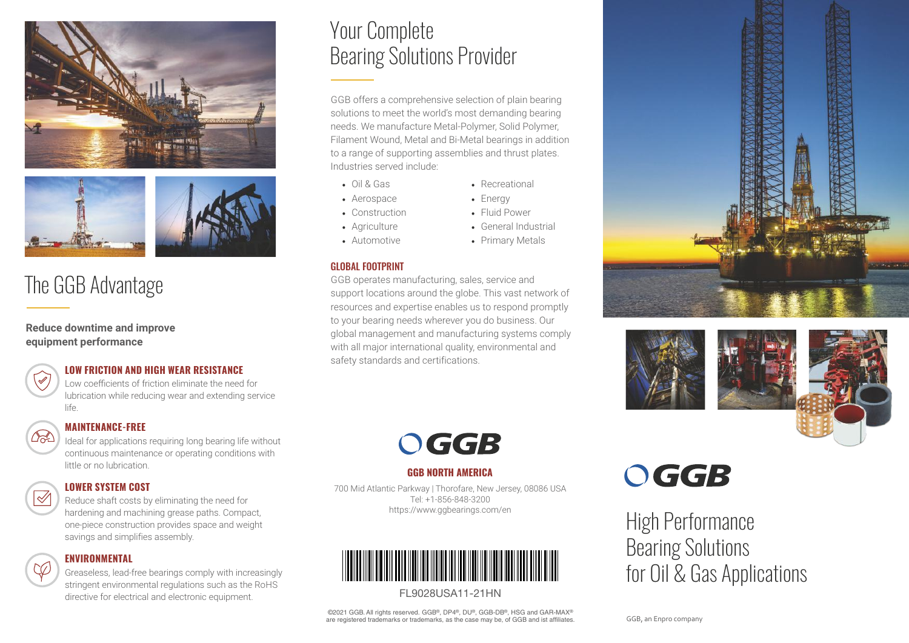# The GGB Advantage

**Reduce downtime and improve equipment performance**

### LOW FRICTION AND HIGH WEAR RESISTANCE

Low coefficients of friction eliminate the need for lubrication while reducing wear and extending service life.

### MAINTENANCE-FREE

Ideal for applications requiring long bearing life without continuous maintenance or operating conditions with little or no lubrication.

### LOWER SYSTEM COST

Reduce shaft costs by eliminating the need for hardening and machining grease paths. Compact, one-piece construction provides space and weight savings and simplifies assembly.

### ENVIRONMENTAL

Greaseless, lead-free bearings comply with increasingly stringent environmental regulations such as the RoHS directive for electrical and electronic equipment.

# Your Complete Bearing Solutions Provider

GGB offers a comprehensive selection of plain bearing solutions to meet the world's most demanding bearing needs. We manufacture Metal-Polymer, Solid Polymer, Filament Wound, Metal and Bi-Metal bearings in addition to a range of supporting assemblies and thrust plates. Industries served include:

- Oil & Gas
- Aerospace
- Construction
- Agriculture
- Automotive
- Recreational
- Energy
- Fluid Power
- General Industrial
- Primary Metals

### GLOBAL FOOTPRINT

GGB operates manufacturing, sales, service and support locations around the globe. This vast network of resources and expertise enables us to respond promptly to your bearing needs wherever you do business. Our global management and manufacturing systems comply with all major international quality, environmental and safety standards and certifications.

GGB

**GGB NORTH AMERICA**

700 Mid Atlantic Parkway | Thorofare, New Jersey, 08086 USA
Tel: +1-856-848-3200
https://www.ggbearings.com/en

FL9028USA11-21HN

©2021 GGB. All rights reserved. GGB®, DP4®, DU®, GGB-DB®, HSG and GAR-MAX® are registered trademarks or trademarks, as the case may be, of GGB and ist affiliates.

GGB

# High Performance Bearing Solutions for Oil & Gas Applications

GGB, an Enpro company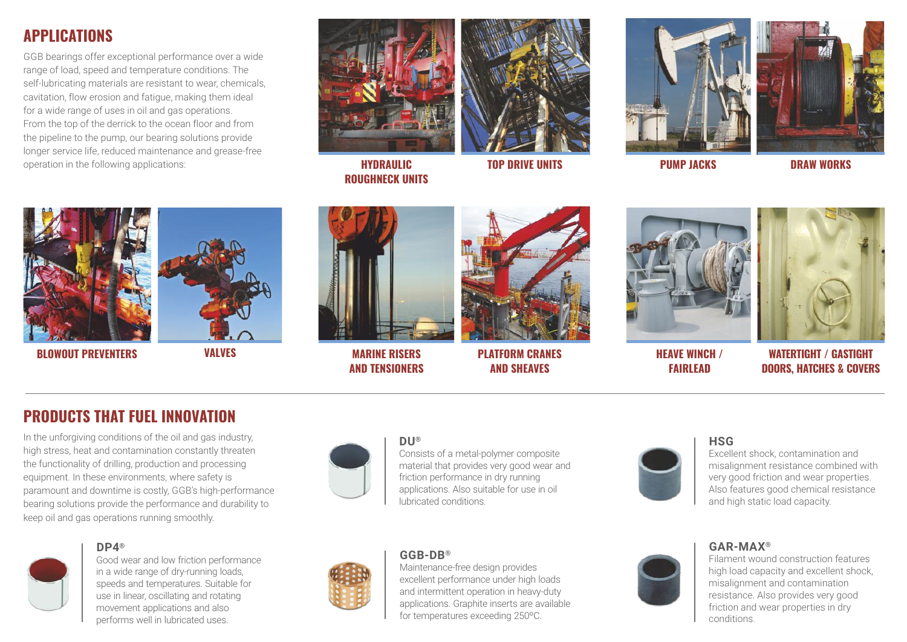## APPLICATIONS

GGB bearings offer exceptional performance over a wide range of load, speed and temperature conditions. The self-lubricating materials are resistant to wear, chemicals, cavitation, flow erosion and fatigue, making them ideal for a wide range of uses in oil and gas operations. From the top of the derrick to the ocean floor and from the pipeline to the pump, our bearing solutions provide longer service life, reduced maintenance and grease-free operation in the following applications:

HYDRAULIC ROUGHNECK UNITS

TOP DRIVE UNITS

PUMP JACKS

DRAW WORKS

BLOWOUT PREVENTERS

VALVES

MARINE RISERS AND TENSIONERS

PLATFORM CRANES AND SHEAVES

HEAVE WINCH / FAIRLEAD

WATERTIGHT / GASTIGHT DOORS, HATCHES & COVERS

## PRODUCTS THAT FUEL INNOVATION

In the unforgiving conditions of the oil and gas industry, high stress, heat and contamination constantly threaten the functionality of drilling, production and processing equipment. In these environments, where safety is paramount and downtime is costly, GGB's high-performance bearing solutions provide the performance and durability to keep oil and gas operations running smoothly.

### DP4®

Good wear and low friction performance in a wide range of dry-running loads, speeds and temperatures. Suitable for use in linear, oscillating and rotating movement applications and also performs well in lubricated uses.

### DU®

Consists of a metal-polymer composite material that provides very good wear and friction performance in dry running applications. Also suitable for use in oil lubricated conditions.

### GGB-DB®

Maintenance-free design provides excellent performance under high loads and intermittent operation in heavy-duty applications. Graphite inserts are available for temperatures exceeding 250ºC.

### HSG

Excellent shock, contamination and misalignment resistance combined with very good friction and wear properties. Also features good chemical resistance and high static load capacity.

### GAR-MAX®

Filament wound construction features high load capacity and excellent shock, misalignment and contamination resistance. Also provides very good friction and wear properties in dry conditions.